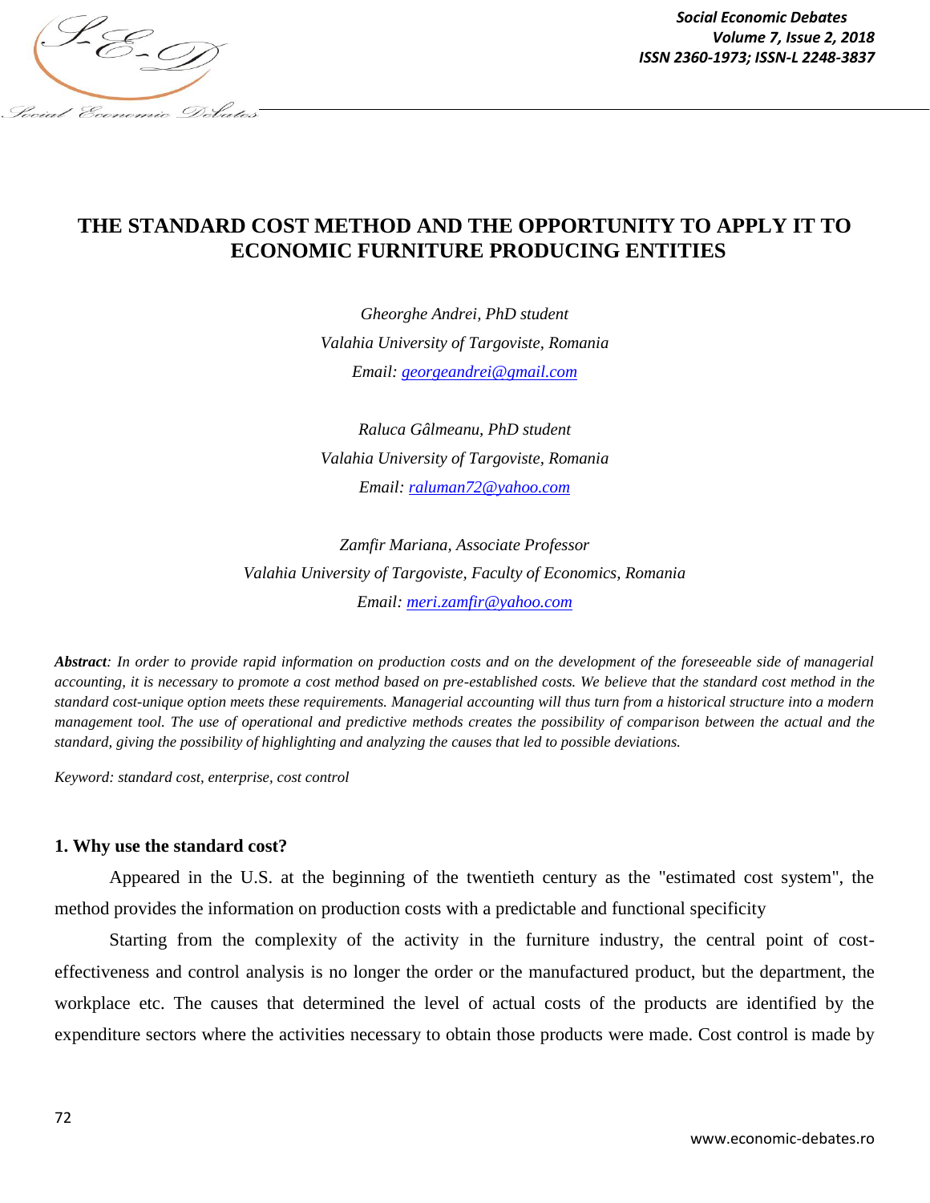# THE STANDARD COST METHOD AND THE OPPORTUNITY TO APPLY IT TO ECONOMIC FURNITURE PRODUCING ENTITIES

*Gheorghe Andrei, PhD student*
*Valahia University of Targoviste, Romania*
*Email: georgeandrei@gmail.com*

*Raluca Gâlmeanu, PhD student*
*Valahia University of Targoviste, Romania*
*Email: raluman72@yahoo.com*

*Zamfir Mariana, Associate Professor*
*Valahia University of Targoviste, Faculty of Economics, Romania*
*Email: meri.zamfir@yahoo.com*

***Abstract****: In order to provide rapid information on production costs and on the development of the foreseeable side of managerial accounting, it is necessary to promote a cost method based on pre-established costs. We believe that the standard cost method in the standard cost-unique option meets these requirements. Managerial accounting will thus turn from a historical structure into a modern management tool. The use of operational and predictive methods creates the possibility of comparison between the actual and the standard, giving the possibility of highlighting and analyzing the causes that led to possible deviations.*

*Keyword: standard cost, enterprise, cost control*

## 1. Why use the standard cost?

Appeared in the U.S. at the beginning of the twentieth century as the "estimated cost system", the method provides the information on production costs with a predictable and functional specificity

Starting from the complexity of the activity in the furniture industry, the central point of cost-effectiveness and control analysis is no longer the order or the manufactured product, but the department, the workplace etc. The causes that determined the level of actual costs of the products are identified by the expenditure sectors where the activities necessary to obtain those products were made. Cost control is made by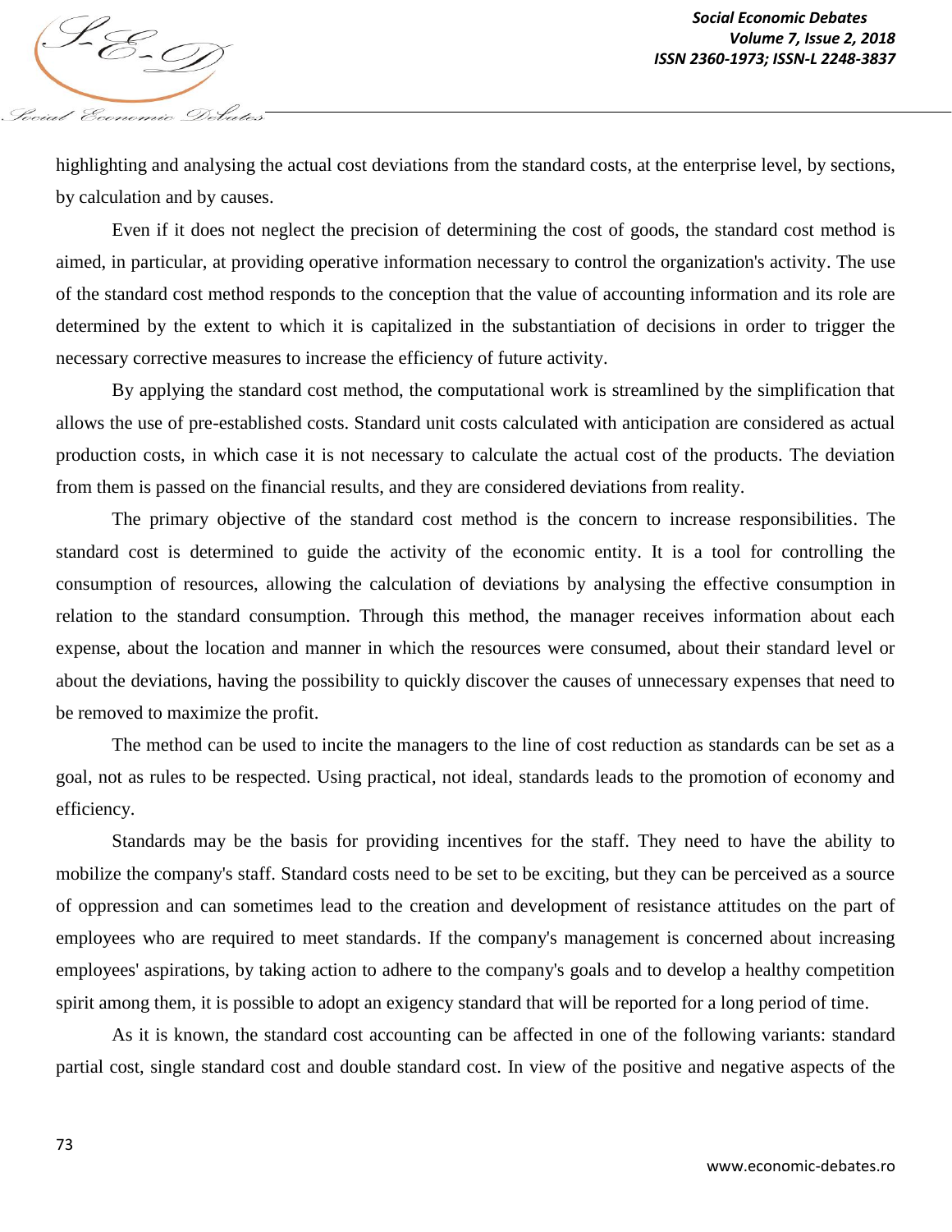highlighting and analysing the actual cost deviations from the standard costs, at the enterprise level, by sections, by calculation and by causes.

Even if it does not neglect the precision of determining the cost of goods, the standard cost method is aimed, in particular, at providing operative information necessary to control the organization's activity. The use of the standard cost method responds to the conception that the value of accounting information and its role are determined by the extent to which it is capitalized in the substantiation of decisions in order to trigger the necessary corrective measures to increase the efficiency of future activity.

By applying the standard cost method, the computational work is streamlined by the simplification that allows the use of pre-established costs. Standard unit costs calculated with anticipation are considered as actual production costs, in which case it is not necessary to calculate the actual cost of the products. The deviation from them is passed on the financial results, and they are considered deviations from reality.

The primary objective of the standard cost method is the concern to increase responsibilities. The standard cost is determined to guide the activity of the economic entity. It is a tool for controlling the consumption of resources, allowing the calculation of deviations by analysing the effective consumption in relation to the standard consumption. Through this method, the manager receives information about each expense, about the location and manner in which the resources were consumed, about their standard level or about the deviations, having the possibility to quickly discover the causes of unnecessary expenses that need to be removed to maximize the profit.

The method can be used to incite the managers to the line of cost reduction as standards can be set as a goal, not as rules to be respected. Using practical, not ideal, standards leads to the promotion of economy and efficiency.

Standards may be the basis for providing incentives for the staff. They need to have the ability to mobilize the company's staff. Standard costs need to be set to be exciting, but they can be perceived as a source of oppression and can sometimes lead to the creation and development of resistance attitudes on the part of employees who are required to meet standards. If the company's management is concerned about increasing employees' aspirations, by taking action to adhere to the company's goals and to develop a healthy competition spirit among them, it is possible to adopt an exigency standard that will be reported for a long period of time.

As it is known, the standard cost accounting can be affected in one of the following variants: standard partial cost, single standard cost and double standard cost. In view of the positive and negative aspects of the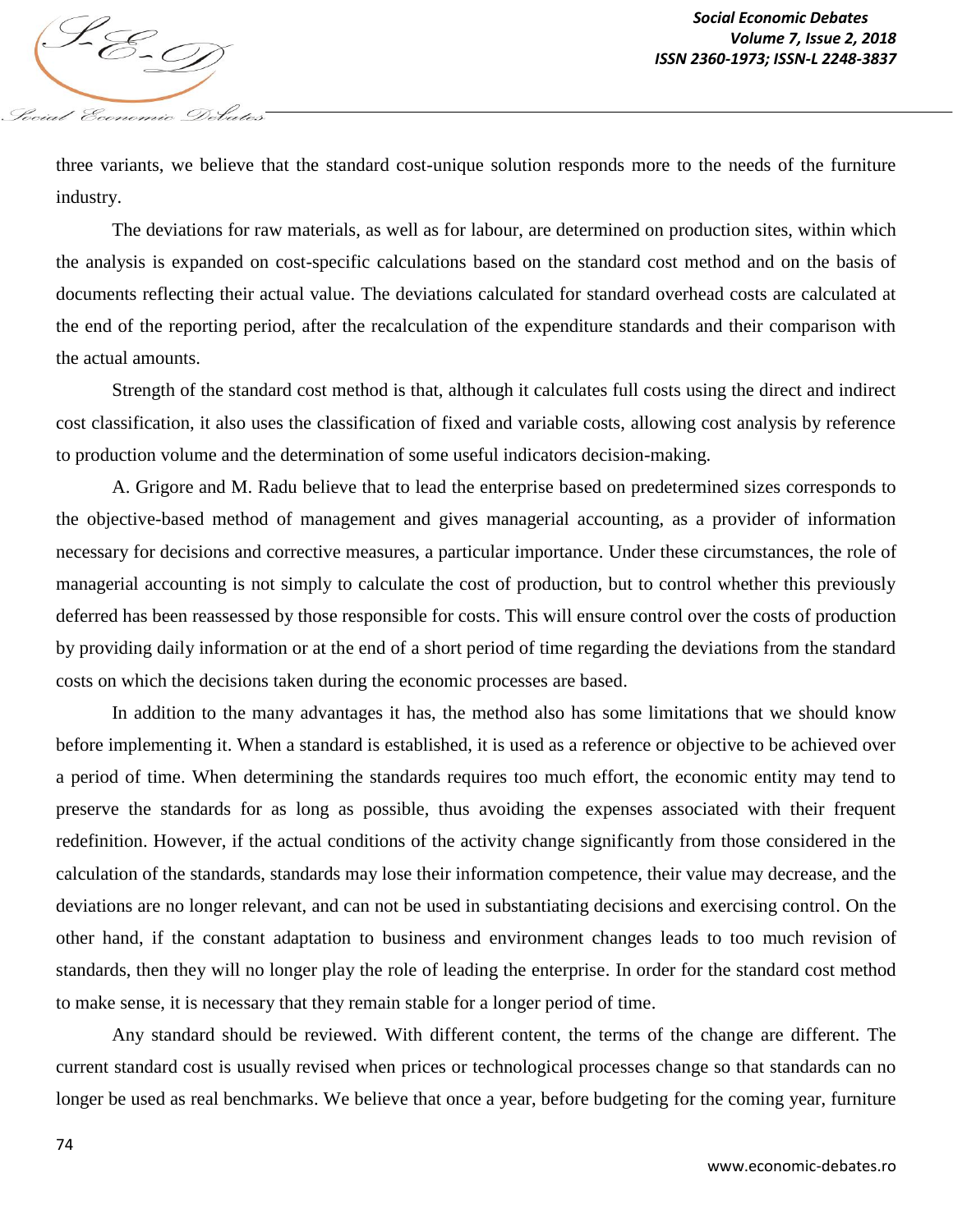three variants, we believe that the standard cost-unique solution responds more to the needs of the furniture industry.

The deviations for raw materials, as well as for labour, are determined on production sites, within which the analysis is expanded on cost-specific calculations based on the standard cost method and on the basis of documents reflecting their actual value. The deviations calculated for standard overhead costs are calculated at the end of the reporting period, after the recalculation of the expenditure standards and their comparison with the actual amounts.

Strength of the standard cost method is that, although it calculates full costs using the direct and indirect cost classification, it also uses the classification of fixed and variable costs, allowing cost analysis by reference to production volume and the determination of some useful indicators decision-making.

A. Grigore and M. Radu believe that to lead the enterprise based on predetermined sizes corresponds to the objective-based method of management and gives managerial accounting, as a provider of information necessary for decisions and corrective measures, a particular importance. Under these circumstances, the role of managerial accounting is not simply to calculate the cost of production, but to control whether this previously deferred has been reassessed by those responsible for costs. This will ensure control over the costs of production by providing daily information or at the end of a short period of time regarding the deviations from the standard costs on which the decisions taken during the economic processes are based.

In addition to the many advantages it has, the method also has some limitations that we should know before implementing it. When a standard is established, it is used as a reference or objective to be achieved over a period of time. When determining the standards requires too much effort, the economic entity may tend to preserve the standards for as long as possible, thus avoiding the expenses associated with their frequent redefinition. However, if the actual conditions of the activity change significantly from those considered in the calculation of the standards, standards may lose their information competence, their value may decrease, and the deviations are no longer relevant, and can not be used in substantiating decisions and exercising control. On the other hand, if the constant adaptation to business and environment changes leads to too much revision of standards, then they will no longer play the role of leading the enterprise. In order for the standard cost method to make sense, it is necessary that they remain stable for a longer period of time.

Any standard should be reviewed. With different content, the terms of the change are different. The current standard cost is usually revised when prices or technological processes change so that standards can no longer be used as real benchmarks. We believe that once a year, before budgeting for the coming year, furniture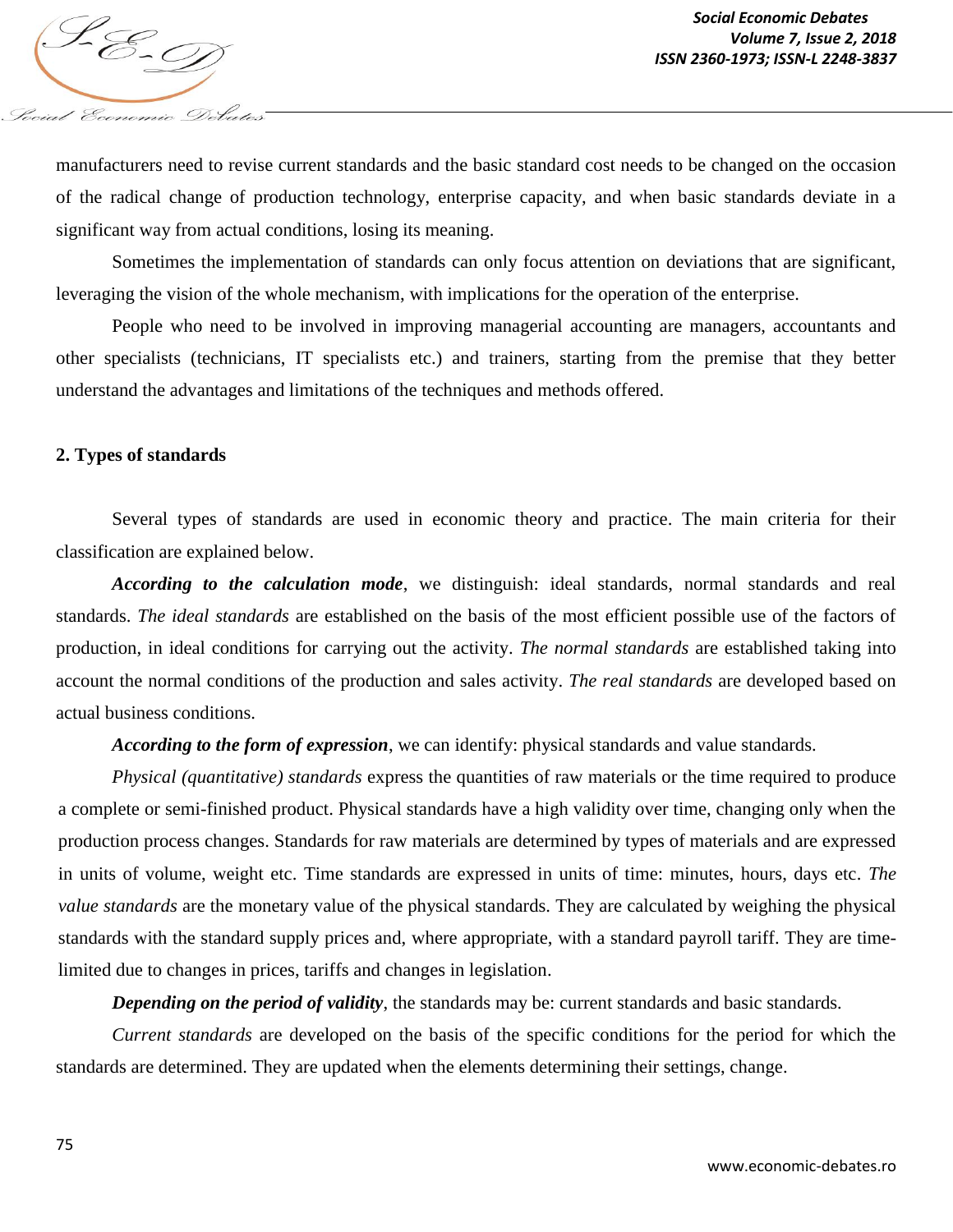manufacturers need to revise current standards and the basic standard cost needs to be changed on the occasion of the radical change of production technology, enterprise capacity, and when basic standards deviate in a significant way from actual conditions, losing its meaning.

Sometimes the implementation of standards can only focus attention on deviations that are significant, leveraging the vision of the whole mechanism, with implications for the operation of the enterprise.

People who need to be involved in improving managerial accounting are managers, accountants and other specialists (technicians, IT specialists etc.) and trainers, starting from the premise that they better understand the advantages and limitations of the techniques and methods offered.

## 2. Types of standards

Several types of standards are used in economic theory and practice. The main criteria for their classification are explained below.

***According to the calculation mode***, we distinguish: ideal standards, normal standards and real standards. *The ideal standards* are established on the basis of the most efficient possible use of the factors of production, in ideal conditions for carrying out the activity. *The normal standards* are established taking into account the normal conditions of the production and sales activity. *The real standards* are developed based on actual business conditions.

***According to the form of expression***, we can identify: physical standards and value standards.

*Physical (quantitative) standards* express the quantities of raw materials or the time required to produce a complete or semi-finished product. Physical standards have a high validity over time, changing only when the production process changes. Standards for raw materials are determined by types of materials and are expressed in units of volume, weight etc. Time standards are expressed in units of time: minutes, hours, days etc. *The value standards* are the monetary value of the physical standards. They are calculated by weighing the physical standards with the standard supply prices and, where appropriate, with a standard payroll tariff. They are time-limited due to changes in prices, tariffs and changes in legislation.

***Depending on the period of validity***, the standards may be: current standards and basic standards.

*Current standards* are developed on the basis of the specific conditions for the period for which the standards are determined. They are updated when the elements determining their settings, change.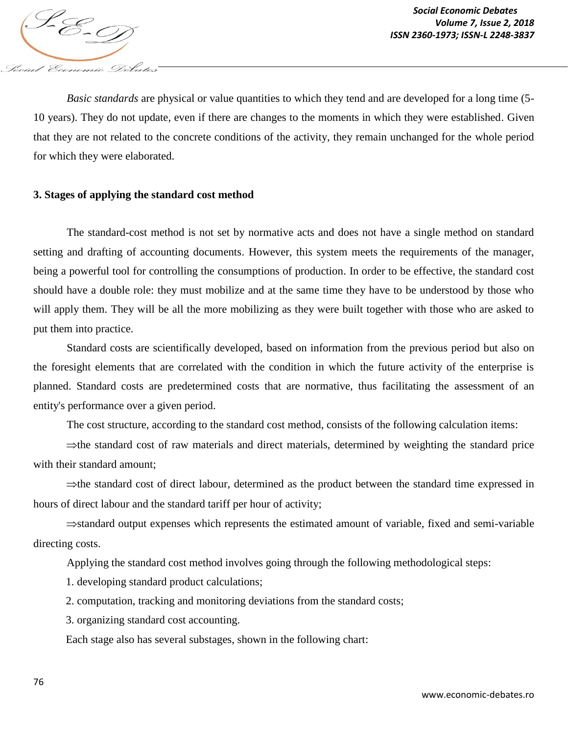*Basic standards* are physical or value quantities to which they tend and are developed for a long time (5-10 years). They do not update, even if there are changes to the moments in which they were established. Given that they are not related to the concrete conditions of the activity, they remain unchanged for the whole period for which they were elaborated.

### 3. Stages of applying the standard cost method

The standard-cost method is not set by normative acts and does not have a single method on standard setting and drafting of accounting documents. However, this system meets the requirements of the manager, being a powerful tool for controlling the consumptions of production. In order to be effective, the standard cost should have a double role: they must mobilize and at the same time they have to be understood by those who will apply them. They will be all the more mobilizing as they were built together with those who are asked to put them into practice.

Standard costs are scientifically developed, based on information from the previous period but also on the foresight elements that are correlated with the condition in which the future activity of the enterprise is planned. Standard costs are predetermined costs that are normative, thus facilitating the assessment of an entity's performance over a given period.

The cost structure, according to the standard cost method, consists of the following calculation items:

⇒the standard cost of raw materials and direct materials, determined by weighting the standard price with their standard amount;

⇒the standard cost of direct labour, determined as the product between the standard time expressed in hours of direct labour and the standard tariff per hour of activity;

⇒standard output expenses which represents the estimated amount of variable, fixed and semi-variable directing costs.

Applying the standard cost method involves going through the following methodological steps:

1. developing standard product calculations;
2. computation, tracking and monitoring deviations from the standard costs;
3. organizing standard cost accounting.

Each stage also has several substages, shown in the following chart: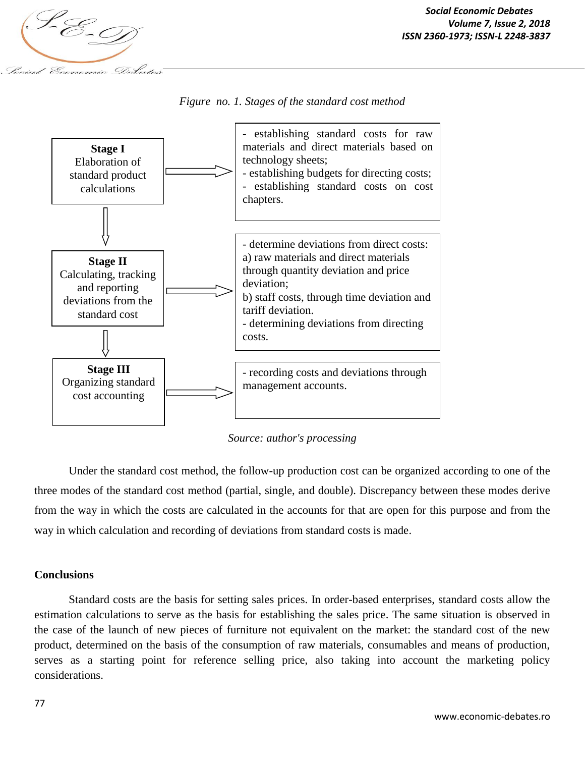*Figure no. 1. Stages of the standard cost method*

| Stage | Activities |
|---|---|
| **Stage I** Elaboration of standard product calculations | - establishing standard costs for raw materials and direct materials based on technology sheets;<br>- establishing budgets for directing costs;<br>- establishing standard costs on cost chapters. |
| **Stage II** Calculating, tracking and reporting deviations from the standard cost | - determine deviations from direct costs:<br>a) raw materials and direct materials through quantity deviation and price deviation;<br>b) staff costs, through time deviation and tariff deviation.<br>- determining deviations from directing costs. |
| **Stage III** Organizing standard cost accounting | - recording costs and deviations through management accounts. |

*Source: author's processing*

Under the standard cost method, the follow-up production cost can be organized according to one of the three modes of the standard cost method (partial, single, and double). Discrepancy between these modes derive from the way in which the costs are calculated in the accounts for that are open for this purpose and from the way in which calculation and recording of deviations from standard costs is made.

## Conclusions

Standard costs are the basis for setting sales prices. In order-based enterprises, standard costs allow the estimation calculations to serve as the basis for establishing the sales price. The same situation is observed in the case of the launch of new pieces of furniture not equivalent on the market: the standard cost of the new product, determined on the basis of the consumption of raw materials, consumables and means of production, serves as a starting point for reference selling price, also taking into account the marketing policy considerations.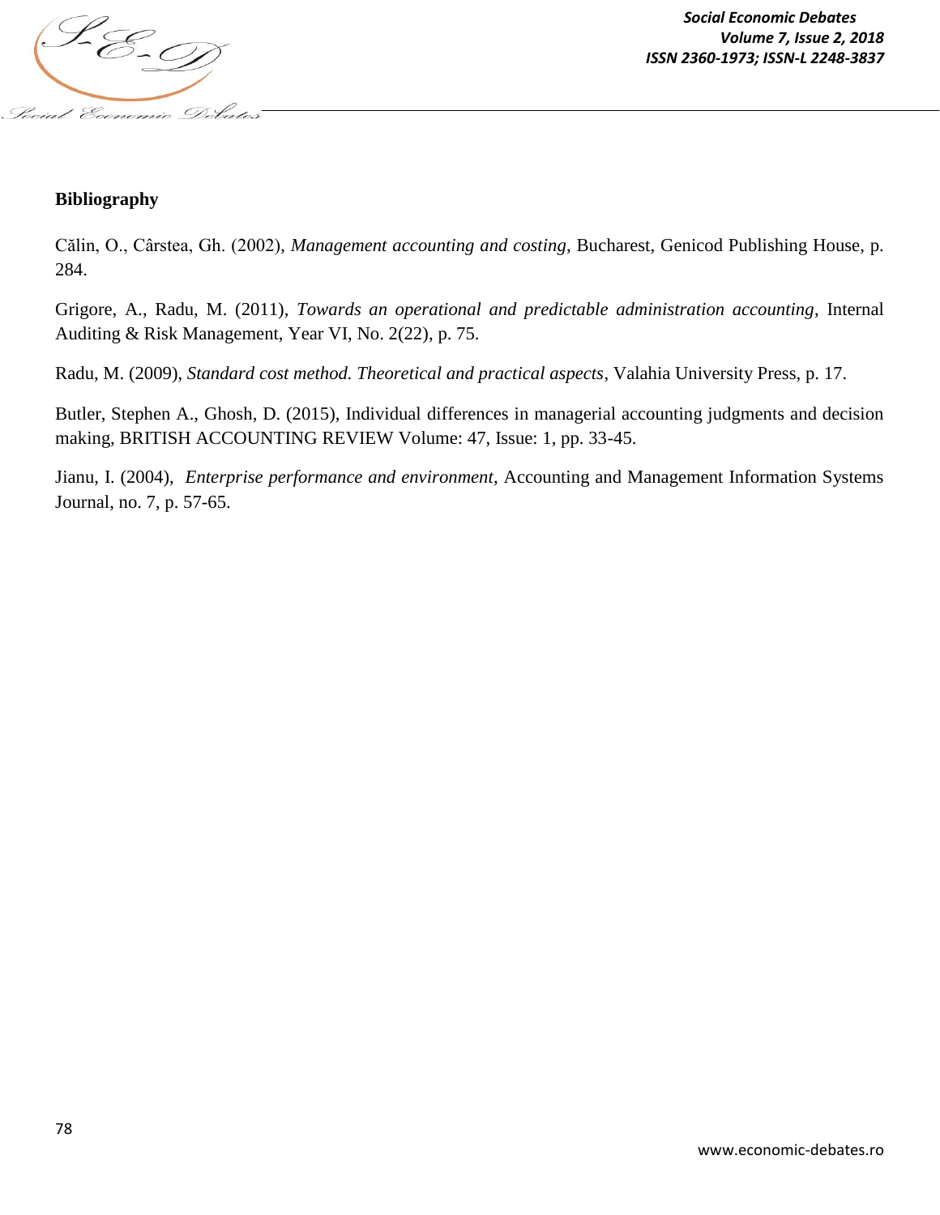**Bibliography**

Călin, O., Cârstea, Gh. (2002), *Management accounting and costing*, Bucharest, Genicod Publishing House, p. 284.

Grigore, A., Radu, M. (2011), *Towards an operational and predictable administration accounting*, Internal Auditing & Risk Management, Year VI, No. 2(22), p. 75.

Radu, M. (2009), *Standard cost method. Theoretical and practical aspects*, Valahia University Press, p. 17.

Butler, Stephen A., Ghosh, D. (2015), Individual differences in managerial accounting judgments and decision making, BRITISH ACCOUNTING REVIEW Volume: 47, Issue: 1, pp. 33-45.

Jianu, I. (2004), *Enterprise performance and environment*, Accounting and Management Information Systems Journal, no. 7, p. 57-65.